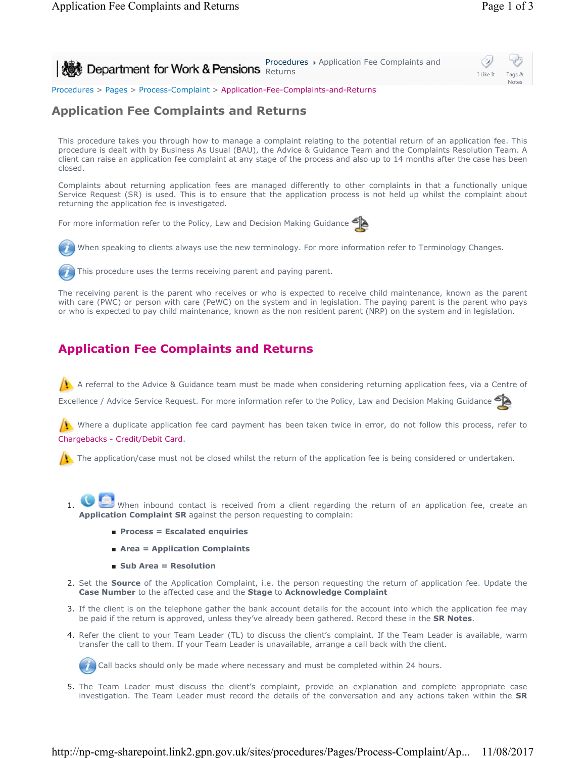Procedures ▸ Application Fee Complaints and Returns

Procedures > Pages > Process-Complaint > Application-Fee-Complaints-and-Returns

# Application Fee Complaints and Returns

This procedure takes you through how to manage a complaint relating to the potential return of an application fee. This procedure is dealt with by Business As Usual (BAU), the Advice & Guidance Team and the Complaints Resolution Team. A client can raise an application fee complaint at any stage of the process and also up to 14 months after the case has been closed.

Complaints about returning application fees are managed differently to other complaints in that a functionally unique Service Request (SR) is used. This is to ensure that the application process is not held up whilst the complaint about returning the application fee is investigated.

For more information refer to the Policy, Law and Decision Making Guidance

When speaking to clients always use the new terminology. For more information refer to Terminology Changes.

This procedure uses the terms receiving parent and paying parent.

The receiving parent is the parent who receives or who is expected to receive child maintenance, known as the parent with care (PWC) or person with care (PeWC) on the system and in legislation. The paying parent is the parent who pays or who is expected to pay child maintenance, known as the non resident parent (NRP) on the system and in legislation.

## Application Fee Complaints and Returns

A referral to the Advice & Guidance team must be made when considering returning application fees, via a Centre of Excellence / Advice Service Request. For more information refer to the Policy, Law and Decision Making Guidance

Where a duplicate application fee card payment has been taken twice in error, do not follow this process, refer to Chargebacks - Credit/Debit Card.

The application/case must not be closed whilst the return of the application fee is being considered or undertaken.

1. When inbound contact is received from a client regarding the return of an application fee, create an **Application Complaint SR** against the person requesting to complain:
   - **Process = Escalated enquiries**
   - **Area = Application Complaints**
   - **Sub Area = Resolution**
2. Set the **Source** of the Application Complaint, i.e. the person requesting the return of application fee. Update the **Case Number** to the affected case and the **Stage** to **Acknowledge Complaint**
3. If the client is on the telephone gather the bank account details for the account into which the application fee may be paid if the return is approved, unless they've already been gathered. Record these in the **SR Notes**.
4. Refer the client to your Team Leader (TL) to discuss the client's complaint. If the Team Leader is available, warm transfer the call to them. If your Team Leader is unavailable, arrange a call back with the client.

   Call backs should only be made where necessary and must be completed within 24 hours.
5. The Team Leader must discuss the client's complaint, provide an explanation and complete appropriate case investigation. The Team Leader must record the details of the conversation and any actions taken within the **SR**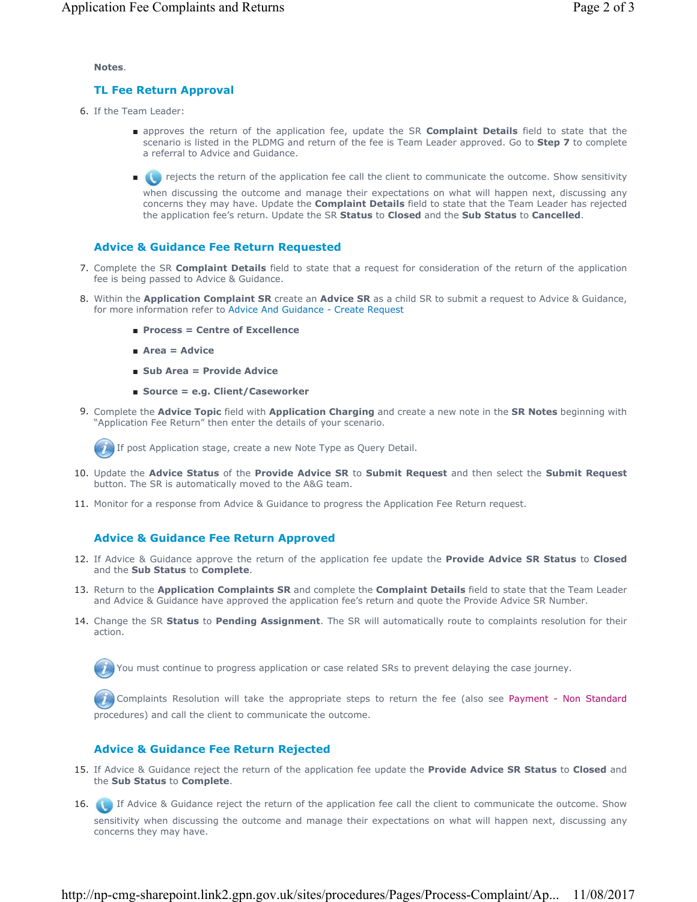**Notes**.

## TL Fee Return Approval

6. If the Team Leader:

    - approves the return of the application fee, update the SR **Complaint Details** field to state that the scenario is listed in the PLDMG and return of the fee is Team Leader approved. Go to **Step 7** to complete a referral to Advice and Guidance.

    - rejects the return of the application fee call the client to communicate the outcome. Show sensitivity when discussing the outcome and manage their expectations on what will happen next, discussing any concerns they may have. Update the **Complaint Details** field to state that the Team Leader has rejected the application fee's return. Update the SR **Status** to **Closed** and the **Sub Status** to **Cancelled**.

## Advice & Guidance Fee Return Requested

7. Complete the SR **Complaint Details** field to state that a request for consideration of the return of the application fee is being passed to Advice & Guidance.

8. Within the **Application Complaint SR** create an **Advice SR** as a child SR to submit a request to Advice & Guidance, for more information refer to Advice And Guidance - Create Request

    - **Process = Centre of Excellence**

    - **Area = Advice**

    - **Sub Area = Provide Advice**

    - **Source = e.g. Client/Caseworker**

9. Complete the **Advice Topic** field with **Application Charging** and create a new note in the **SR Notes** beginning with "Application Fee Return" then enter the details of your scenario.

    If post Application stage, create a new Note Type as Query Detail.

10. Update the **Advice Status** of the **Provide Advice SR** to **Submit Request** and then select the **Submit Request** button. The SR is automatically moved to the A&G team.

11. Monitor for a response from Advice & Guidance to progress the Application Fee Return request.

## Advice & Guidance Fee Return Approved

12. If Advice & Guidance approve the return of the application fee update the **Provide Advice SR Status** to **Closed** and the **Sub Status** to **Complete**.

13. Return to the **Application Complaints SR** and complete the **Complaint Details** field to state that the Team Leader and Advice & Guidance have approved the application fee's return and quote the Provide Advice SR Number.

14. Change the SR **Status** to **Pending Assignment**. The SR will automatically route to complaints resolution for their action.

    You must continue to progress application or case related SRs to prevent delaying the case journey.

    Complaints Resolution will take the appropriate steps to return the fee (also see Payment - Non Standard procedures) and call the client to communicate the outcome.

## Advice & Guidance Fee Return Rejected

15. If Advice & Guidance reject the return of the application fee update the **Provide Advice SR Status** to **Closed** and the **Sub Status** to **Complete**.

16. If Advice & Guidance reject the return of the application fee call the client to communicate the outcome. Show sensitivity when discussing the outcome and manage their expectations on what will happen next, discussing any concerns they may have.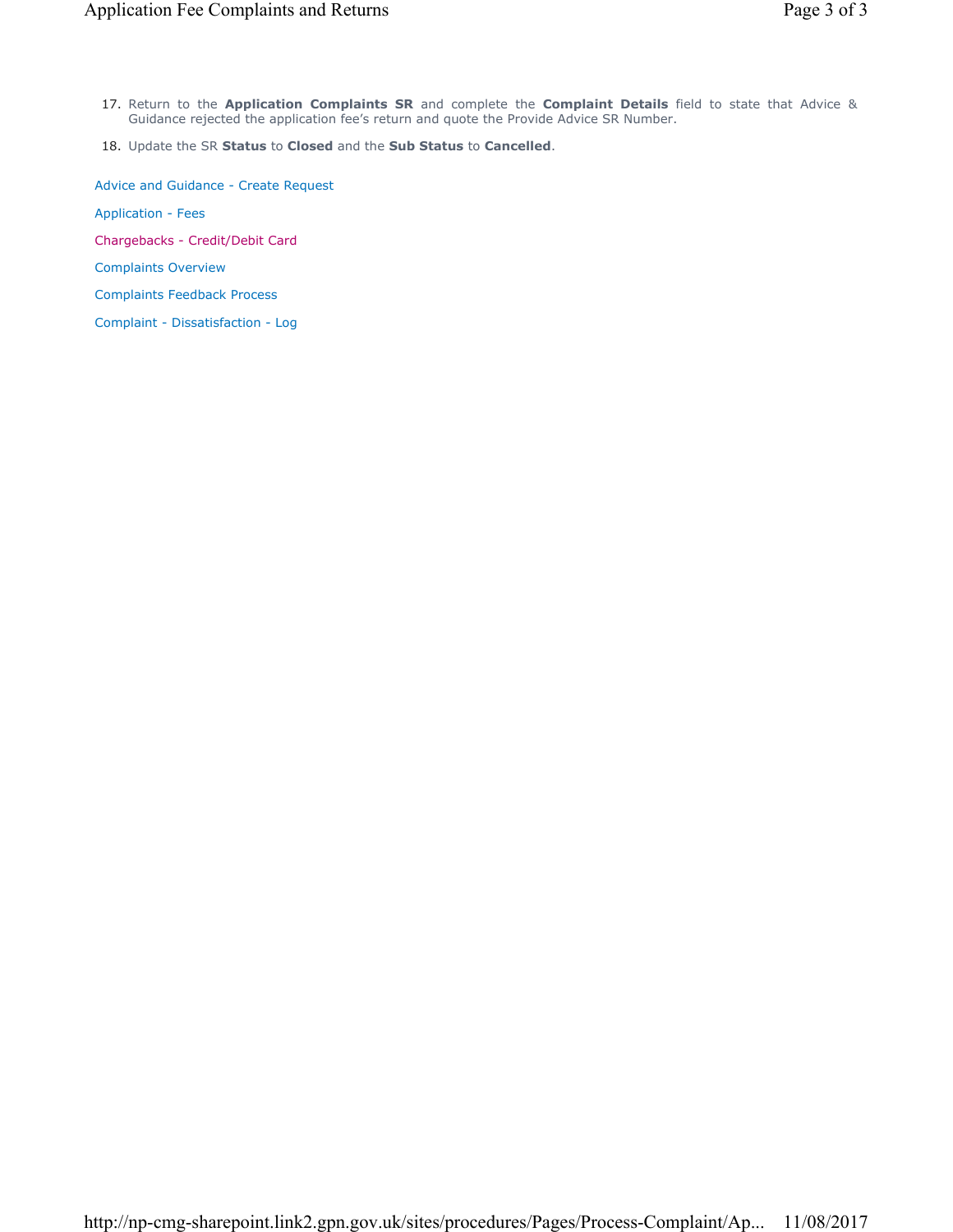17. Return to the **Application Complaints SR** and complete the **Complaint Details** field to state that Advice & Guidance rejected the application fee's return and quote the Provide Advice SR Number.

18. Update the SR **Status** to **Closed** and the **Sub Status** to **Cancelled**.

Advice and Guidance - Create Request

Application - Fees

Chargebacks - Credit/Debit Card

Complaints Overview

Complaints Feedback Process

Complaint - Dissatisfaction - Log